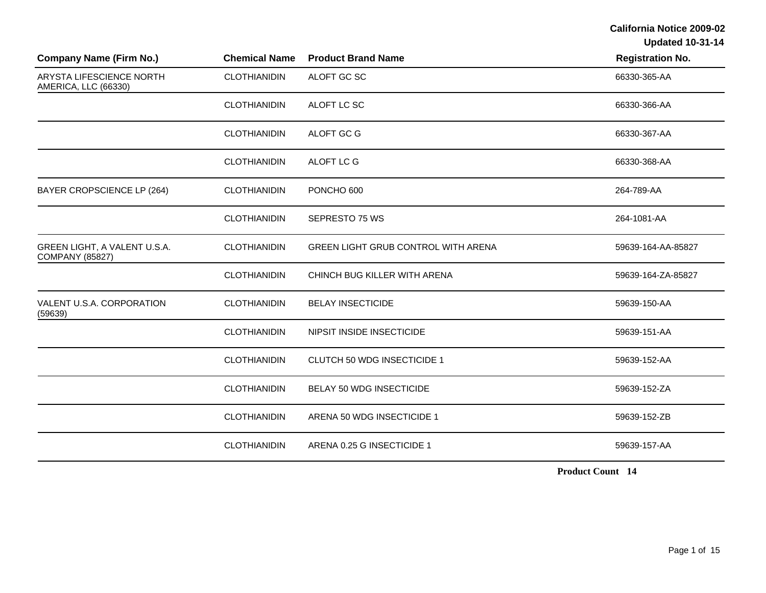California Notice 2009-02
Updated 10-31-14

| Company Name (Firm No.) | Chemical Name | Product Brand Name | Registration No. |
|---|---|---|---|
| ARYSTA LIFESCIENCE NORTH AMERICA, LLC (66330) | CLOTHIANIDIN | ALOFT GC SC | 66330-365-AA |
| | CLOTHIANIDIN | ALOFT LC SC | 66330-366-AA |
| | CLOTHIANIDIN | ALOFT GC G | 66330-367-AA |
| | CLOTHIANIDIN | ALOFT LC G | 66330-368-AA |
| BAYER CROPSCIENCE LP (264) | CLOTHIANIDIN | PONCHO 600 | 264-789-AA |
| | CLOTHIANIDIN | SEPRESTO 75 WS | 264-1081-AA |
| GREEN LIGHT, A VALENT U.S.A. COMPANY (85827) | CLOTHIANIDIN | GREEN LIGHT GRUB CONTROL WITH ARENA | 59639-164-AA-85827 |
| | CLOTHIANIDIN | CHINCH BUG KILLER WITH ARENA | 59639-164-ZA-85827 |
| VALENT U.S.A. CORPORATION (59639) | CLOTHIANIDIN | BELAY INSECTICIDE | 59639-150-AA |
| | CLOTHIANIDIN | NIPSIT INSIDE INSECTICIDE | 59639-151-AA |
| | CLOTHIANIDIN | CLUTCH 50 WDG INSECTICIDE 1 | 59639-152-AA |
| | CLOTHIANIDIN | BELAY 50 WDG INSECTICIDE | 59639-152-ZA |
| | CLOTHIANIDIN | ARENA 50 WDG INSECTICIDE 1 | 59639-152-ZB |
| | CLOTHIANIDIN | ARENA 0.25 G INSECTICIDE 1 | 59639-157-AA |

**Product Count 14**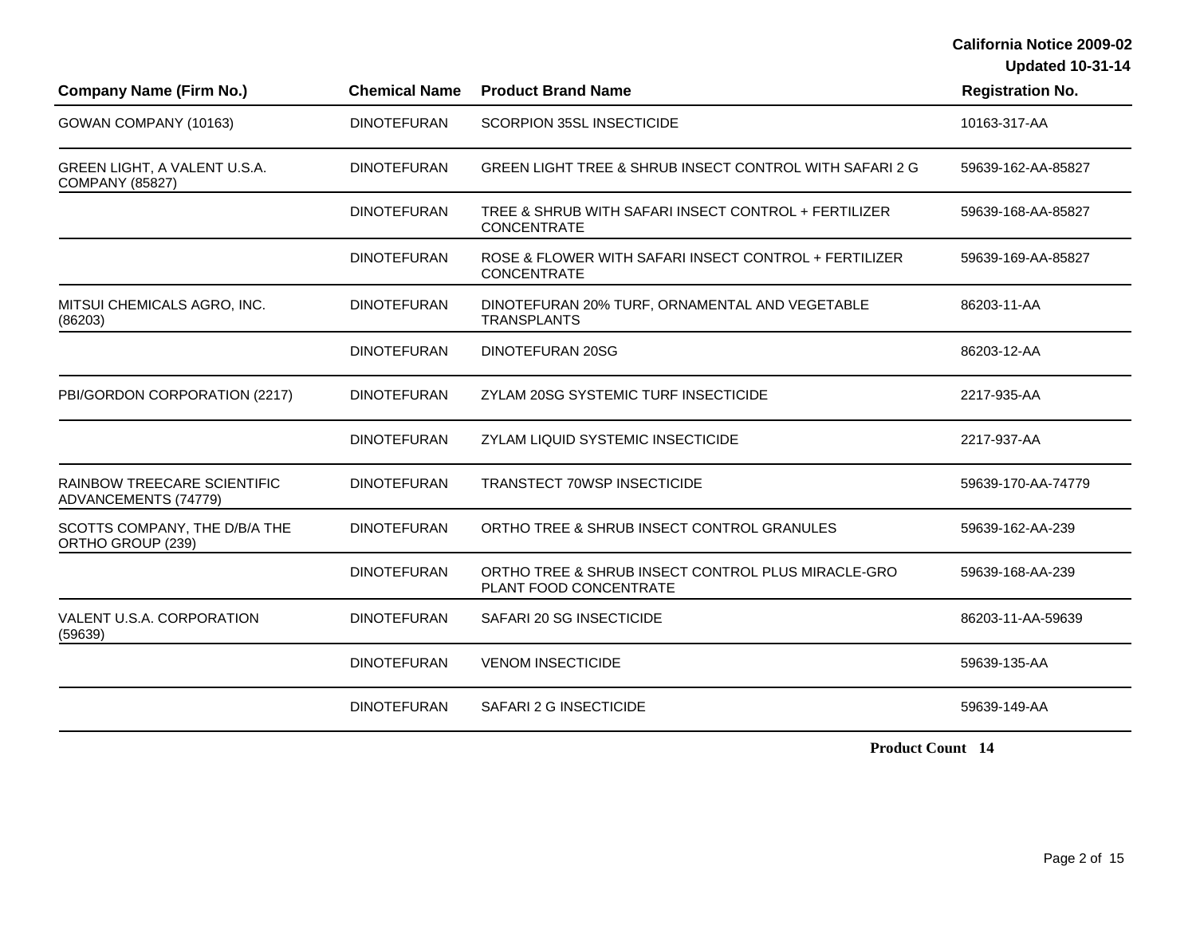| Company Name (Firm No.) | Chemical Name | Product Brand Name | Registration No. |
| --- | --- | --- | --- |
| GOWAN COMPANY (10163) | DINOTEFURAN | SCORPION 35SL INSECTICIDE | 10163-317-AA |
| GREEN LIGHT, A VALENT U.S.A. COMPANY (85827) | DINOTEFURAN | GREEN LIGHT TREE & SHRUB INSECT CONTROL WITH SAFARI 2 G | 59639-162-AA-85827 |
| | DINOTEFURAN | TREE & SHRUB WITH SAFARI INSECT CONTROL + FERTILIZER CONCENTRATE | 59639-168-AA-85827 |
| | DINOTEFURAN | ROSE & FLOWER WITH SAFARI INSECT CONTROL + FERTILIZER CONCENTRATE | 59639-169-AA-85827 |
| MITSUI CHEMICALS AGRO, INC. (86203) | DINOTEFURAN | DINOTEFURAN 20% TURF, ORNAMENTAL AND VEGETABLE TRANSPLANTS | 86203-11-AA |
| | DINOTEFURAN | DINOTEFURAN 20SG | 86203-12-AA |
| PBI/GORDON CORPORATION (2217) | DINOTEFURAN | ZYLAM 20SG SYSTEMIC TURF INSECTICIDE | 2217-935-AA |
| | DINOTEFURAN | ZYLAM LIQUID SYSTEMIC INSECTICIDE | 2217-937-AA |
| RAINBOW TREECARE SCIENTIFIC ADVANCEMENTS (74779) | DINOTEFURAN | TRANSTECT 70WSP INSECTICIDE | 59639-170-AA-74779 |
| SCOTTS COMPANY, THE D/B/A THE ORTHO GROUP (239) | DINOTEFURAN | ORTHO TREE & SHRUB INSECT CONTROL GRANULES | 59639-162-AA-239 |
| | DINOTEFURAN | ORTHO TREE & SHRUB INSECT CONTROL PLUS MIRACLE-GRO PLANT FOOD CONCENTRATE | 59639-168-AA-239 |
| VALENT U.S.A. CORPORATION (59639) | DINOTEFURAN | SAFARI 20 SG INSECTICIDE | 86203-11-AA-59639 |
| | DINOTEFURAN | VENOM INSECTICIDE | 59639-135-AA |
| | DINOTEFURAN | SAFARI 2 G INSECTICIDE | 59639-149-AA |

**Product Count 14**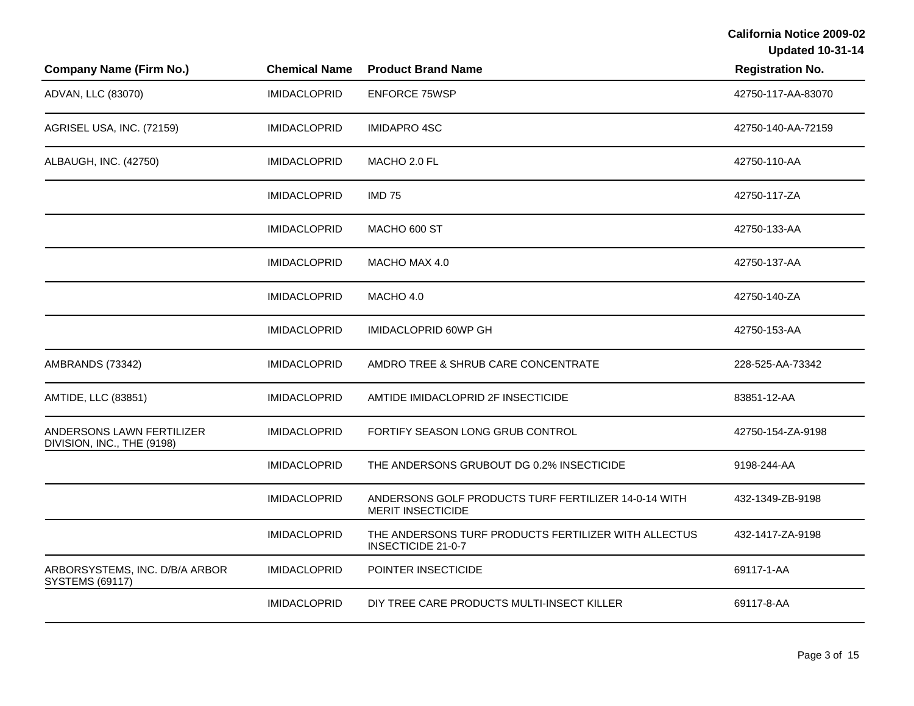| Company Name (Firm No.) | Chemical Name | Product Brand Name | Registration No. |
| --- | --- | --- | --- |
| ADVAN, LLC (83070) | IMIDACLOPRID | ENFORCE 75WSP | 42750-117-AA-83070 |
| AGRISEL USA, INC. (72159) | IMIDACLOPRID | IMIDAPRO 4SC | 42750-140-AA-72159 |
| ALBAUGH, INC. (42750) | IMIDACLOPRID | MACHO 2.0 FL | 42750-110-AA |
| | IMIDACLOPRID | IMD 75 | 42750-117-ZA |
| | IMIDACLOPRID | MACHO 600 ST | 42750-133-AA |
| | IMIDACLOPRID | MACHO MAX 4.0 | 42750-137-AA |
| | IMIDACLOPRID | MACHO 4.0 | 42750-140-ZA |
| | IMIDACLOPRID | IMIDACLOPRID 60WP GH | 42750-153-AA |
| AMBRANDS (73342) | IMIDACLOPRID | AMDRO TREE & SHRUB CARE CONCENTRATE | 228-525-AA-73342 |
| AMTIDE, LLC (83851) | IMIDACLOPRID | AMTIDE IMIDACLOPRID 2F INSECTICIDE | 83851-12-AA |
| ANDERSONS LAWN FERTILIZER DIVISION, INC., THE (9198) | IMIDACLOPRID | FORTIFY SEASON LONG GRUB CONTROL | 42750-154-ZA-9198 |
| | IMIDACLOPRID | THE ANDERSONS GRUBOUT DG 0.2% INSECTICIDE | 9198-244-AA |
| | IMIDACLOPRID | ANDERSONS GOLF PRODUCTS TURF FERTILIZER 14-0-14 WITH MERIT INSECTICIDE | 432-1349-ZB-9198 |
| | IMIDACLOPRID | THE ANDERSONS TURF PRODUCTS FERTILIZER WITH ALLECTUS INSECTICIDE 21-0-7 | 432-1417-ZA-9198 |
| ARBORSYSTEMS, INC. D/B/A ARBOR SYSTEMS (69117) | IMIDACLOPRID | POINTER INSECTICIDE | 69117-1-AA |
| | IMIDACLOPRID | DIY TREE CARE PRODUCTS MULTI-INSECT KILLER | 69117-8-AA |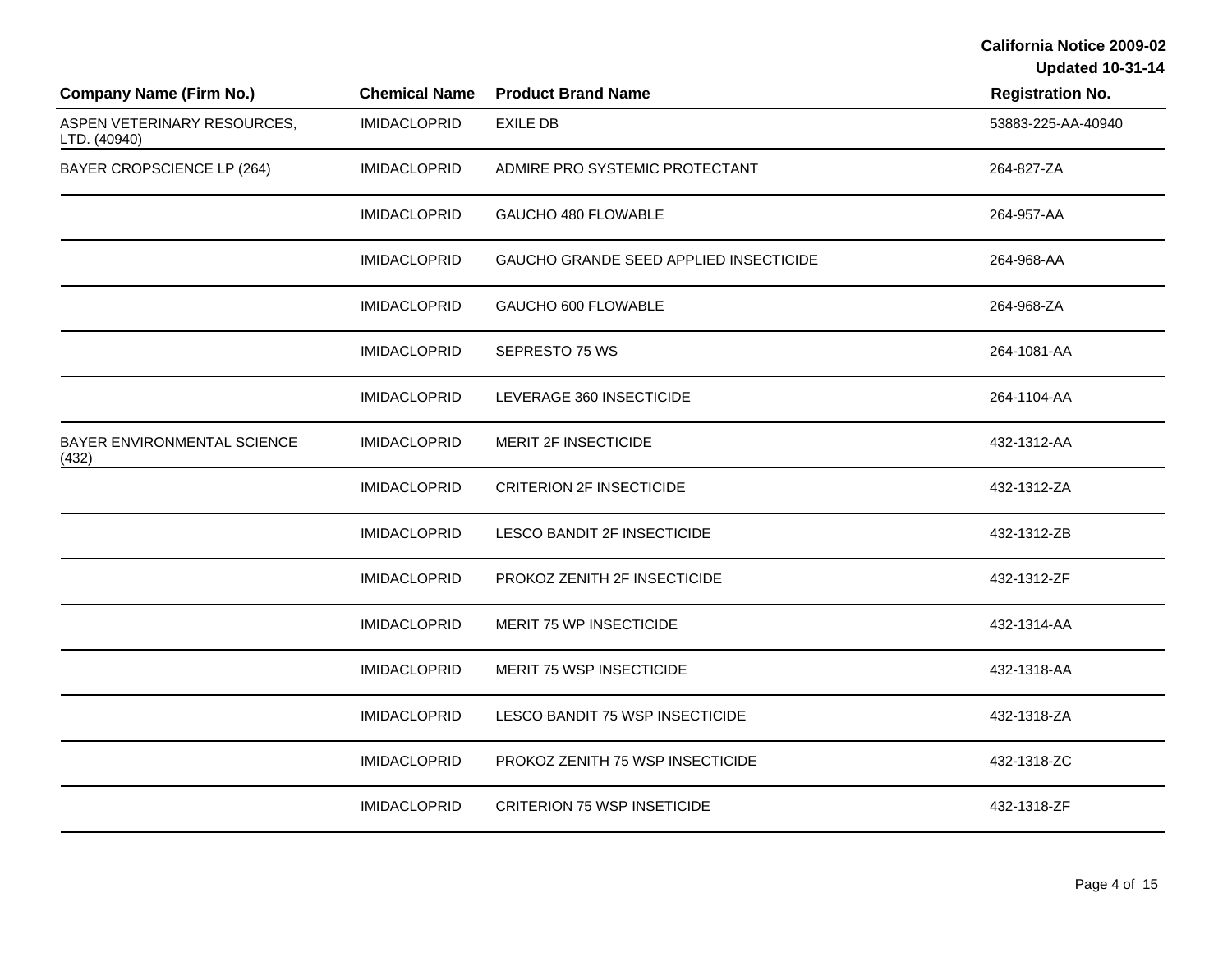| Company Name (Firm No.) | Chemical Name | Product Brand Name | Registration No. |
|---|---|---|---|
| ASPEN VETERINARY RESOURCES, LTD. (40940) | IMIDACLOPRID | EXILE DB | 53883-225-AA-40940 |
| BAYER CROPSCIENCE LP (264) | IMIDACLOPRID | ADMIRE PRO SYSTEMIC PROTECTANT | 264-827-ZA |
| | IMIDACLOPRID | GAUCHO 480 FLOWABLE | 264-957-AA |
| | IMIDACLOPRID | GAUCHO GRANDE SEED APPLIED INSECTICIDE | 264-968-AA |
| | IMIDACLOPRID | GAUCHO 600 FLOWABLE | 264-968-ZA |
| | IMIDACLOPRID | SEPRESTO 75 WS | 264-1081-AA |
| | IMIDACLOPRID | LEVERAGE 360 INSECTICIDE | 264-1104-AA |
| BAYER ENVIRONMENTAL SCIENCE (432) | IMIDACLOPRID | MERIT 2F INSECTICIDE | 432-1312-AA |
| | IMIDACLOPRID | CRITERION 2F INSECTICIDE | 432-1312-ZA |
| | IMIDACLOPRID | LESCO BANDIT 2F INSECTICIDE | 432-1312-ZB |
| | IMIDACLOPRID | PROKOZ ZENITH 2F INSECTICIDE | 432-1312-ZF |
| | IMIDACLOPRID | MERIT 75 WP INSECTICIDE | 432-1314-AA |
| | IMIDACLOPRID | MERIT 75 WSP INSECTICIDE | 432-1318-AA |
| | IMIDACLOPRID | LESCO BANDIT 75 WSP INSECTICIDE | 432-1318-ZA |
| | IMIDACLOPRID | PROKOZ ZENITH 75 WSP INSECTICIDE | 432-1318-ZC |
| | IMIDACLOPRID | CRITERION 75 WSP INSETICIDE | 432-1318-ZF |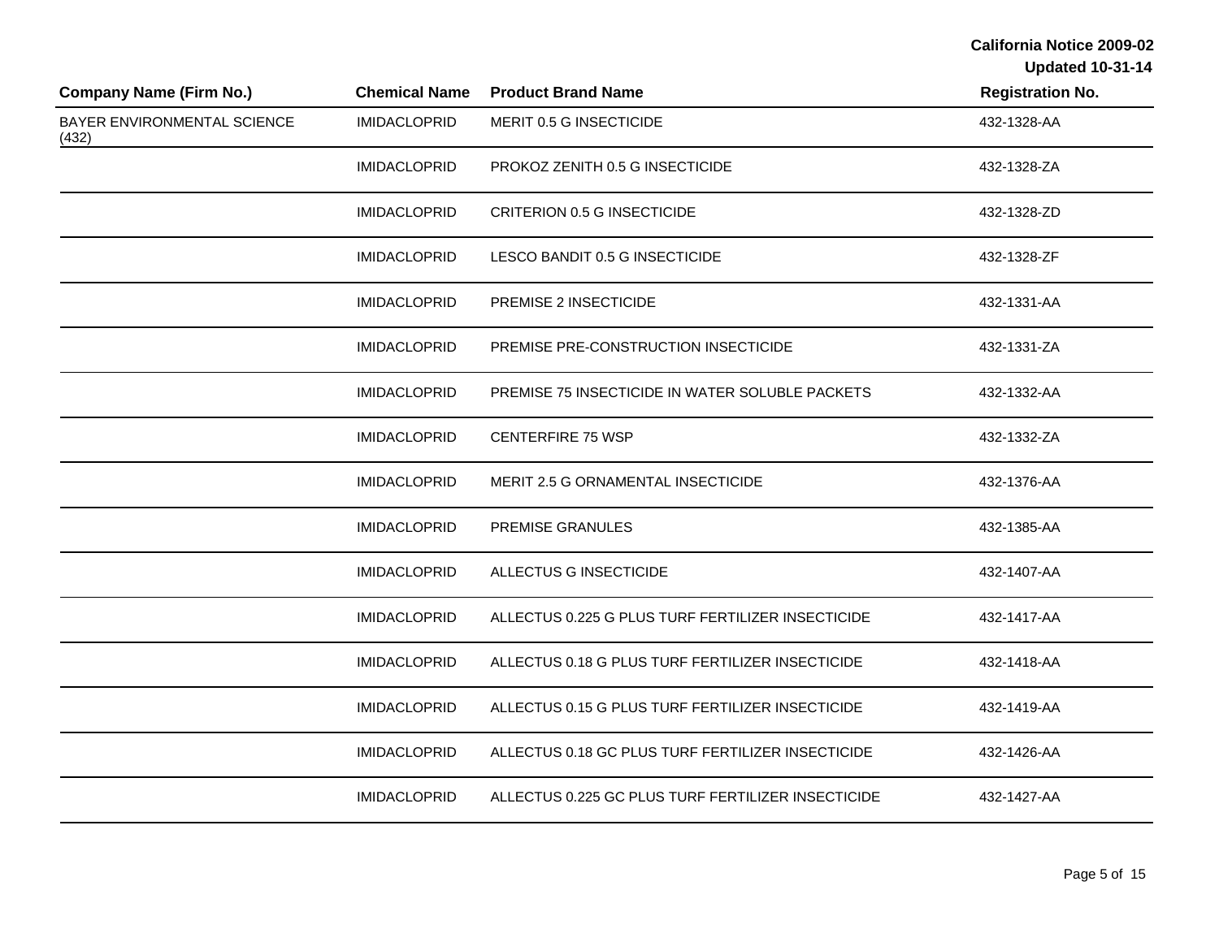California Notice 2009-02
Updated 10-31-14

| Company Name (Firm No.) | Chemical Name | Product Brand Name | Registration No. |
|---|---|---|---|
| BAYER ENVIRONMENTAL SCIENCE (432) | IMIDACLOPRID | MERIT 0.5 G INSECTICIDE | 432-1328-AA |
| | IMIDACLOPRID | PROKOZ ZENITH 0.5 G INSECTICIDE | 432-1328-ZA |
| | IMIDACLOPRID | CRITERION 0.5 G INSECTICIDE | 432-1328-ZD |
| | IMIDACLOPRID | LESCO BANDIT 0.5 G INSECTICIDE | 432-1328-ZF |
| | IMIDACLOPRID | PREMISE 2 INSECTICIDE | 432-1331-AA |
| | IMIDACLOPRID | PREMISE PRE-CONSTRUCTION INSECTICIDE | 432-1331-ZA |
| | IMIDACLOPRID | PREMISE 75 INSECTICIDE IN WATER SOLUBLE PACKETS | 432-1332-AA |
| | IMIDACLOPRID | CENTERFIRE 75 WSP | 432-1332-ZA |
| | IMIDACLOPRID | MERIT 2.5 G ORNAMENTAL INSECTICIDE | 432-1376-AA |
| | IMIDACLOPRID | PREMISE GRANULES | 432-1385-AA |
| | IMIDACLOPRID | ALLECTUS G INSECTICIDE | 432-1407-AA |
| | IMIDACLOPRID | ALLECTUS 0.225 G PLUS TURF FERTILIZER INSECTICIDE | 432-1417-AA |
| | IMIDACLOPRID | ALLECTUS 0.18 G PLUS TURF FERTILIZER INSECTICIDE | 432-1418-AA |
| | IMIDACLOPRID | ALLECTUS 0.15 G PLUS TURF FERTILIZER INSECTICIDE | 432-1419-AA |
| | IMIDACLOPRID | ALLECTUS 0.18 GC PLUS TURF FERTILIZER INSECTICIDE | 432-1426-AA |
| | IMIDACLOPRID | ALLECTUS 0.225 GC PLUS TURF FERTILIZER INSECTICIDE | 432-1427-AA |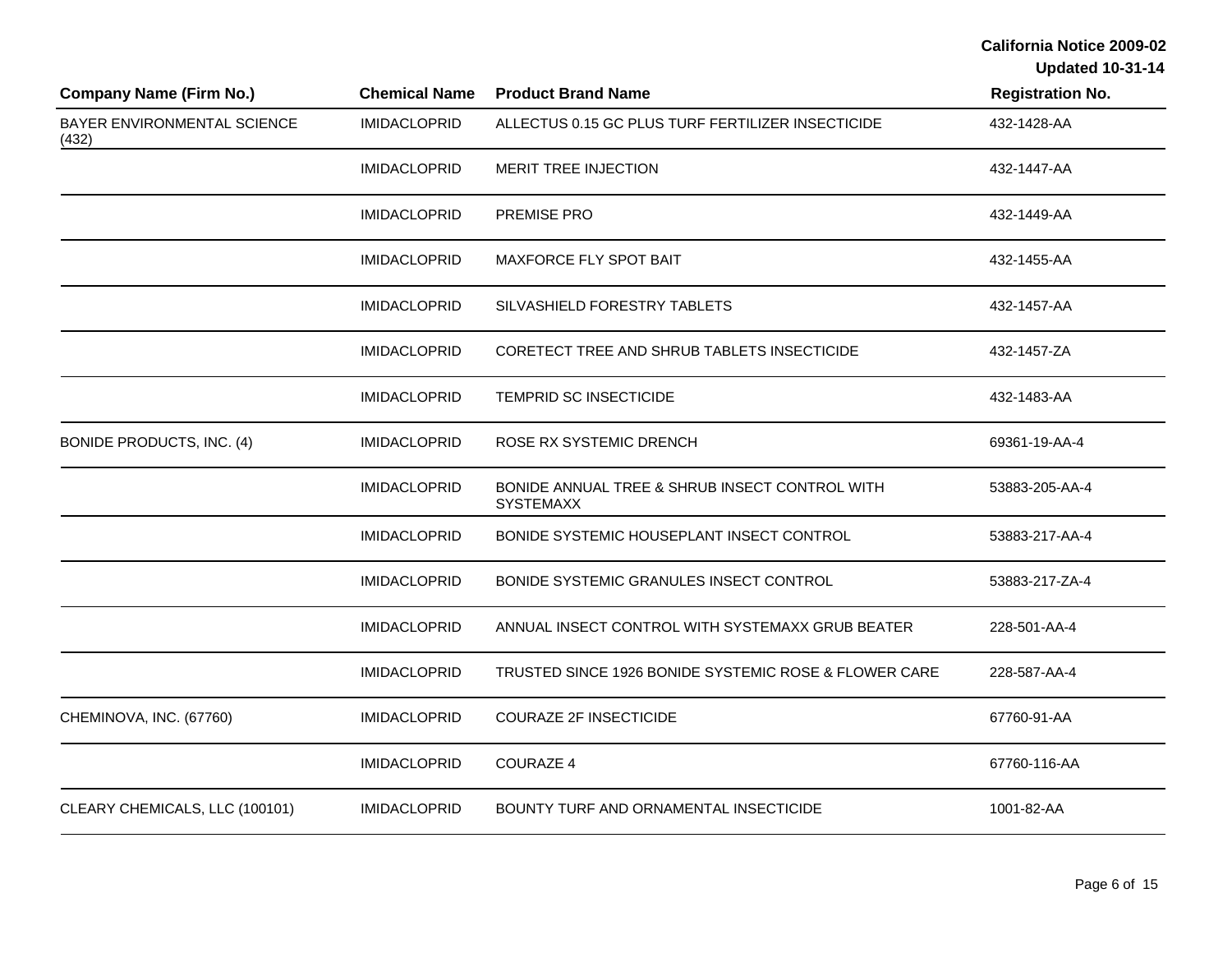| Company Name (Firm No.) | Chemical Name | Product Brand Name | Registration No. |
| --- | --- | --- | --- |
| BAYER ENVIRONMENTAL SCIENCE (432) | IMIDACLOPRID | ALLECTUS 0.15 GC PLUS TURF FERTILIZER INSECTICIDE | 432-1428-AA |
| | IMIDACLOPRID | MERIT TREE INJECTION | 432-1447-AA |
| | IMIDACLOPRID | PREMISE PRO | 432-1449-AA |
| | IMIDACLOPRID | MAXFORCE FLY SPOT BAIT | 432-1455-AA |
| | IMIDACLOPRID | SILVASHIELD FORESTRY TABLETS | 432-1457-AA |
| | IMIDACLOPRID | CORETECT TREE AND SHRUB TABLETS INSECTICIDE | 432-1457-ZA |
| | IMIDACLOPRID | TEMPRID SC INSECTICIDE | 432-1483-AA |
| BONIDE PRODUCTS, INC. (4) | IMIDACLOPRID | ROSE RX SYSTEMIC DRENCH | 69361-19-AA-4 |
| | IMIDACLOPRID | BONIDE ANNUAL TREE & SHRUB INSECT CONTROL WITH SYSTEMAXX | 53883-205-AA-4 |
| | IMIDACLOPRID | BONIDE SYSTEMIC HOUSEPLANT INSECT CONTROL | 53883-217-AA-4 |
| | IMIDACLOPRID | BONIDE SYSTEMIC GRANULES INSECT CONTROL | 53883-217-ZA-4 |
| | IMIDACLOPRID | ANNUAL INSECT CONTROL WITH SYSTEMAXX GRUB BEATER | 228-501-AA-4 |
| | IMIDACLOPRID | TRUSTED SINCE 1926 BONIDE SYSTEMIC ROSE & FLOWER CARE | 228-587-AA-4 |
| CHEMINOVA, INC. (67760) | IMIDACLOPRID | COURAZE 2F INSECTICIDE | 67760-91-AA |
| | IMIDACLOPRID | COURAZE 4 | 67760-116-AA |
| CLEARY CHEMICALS, LLC (100101) | IMIDACLOPRID | BOUNTY TURF AND ORNAMENTAL INSECTICIDE | 1001-82-AA |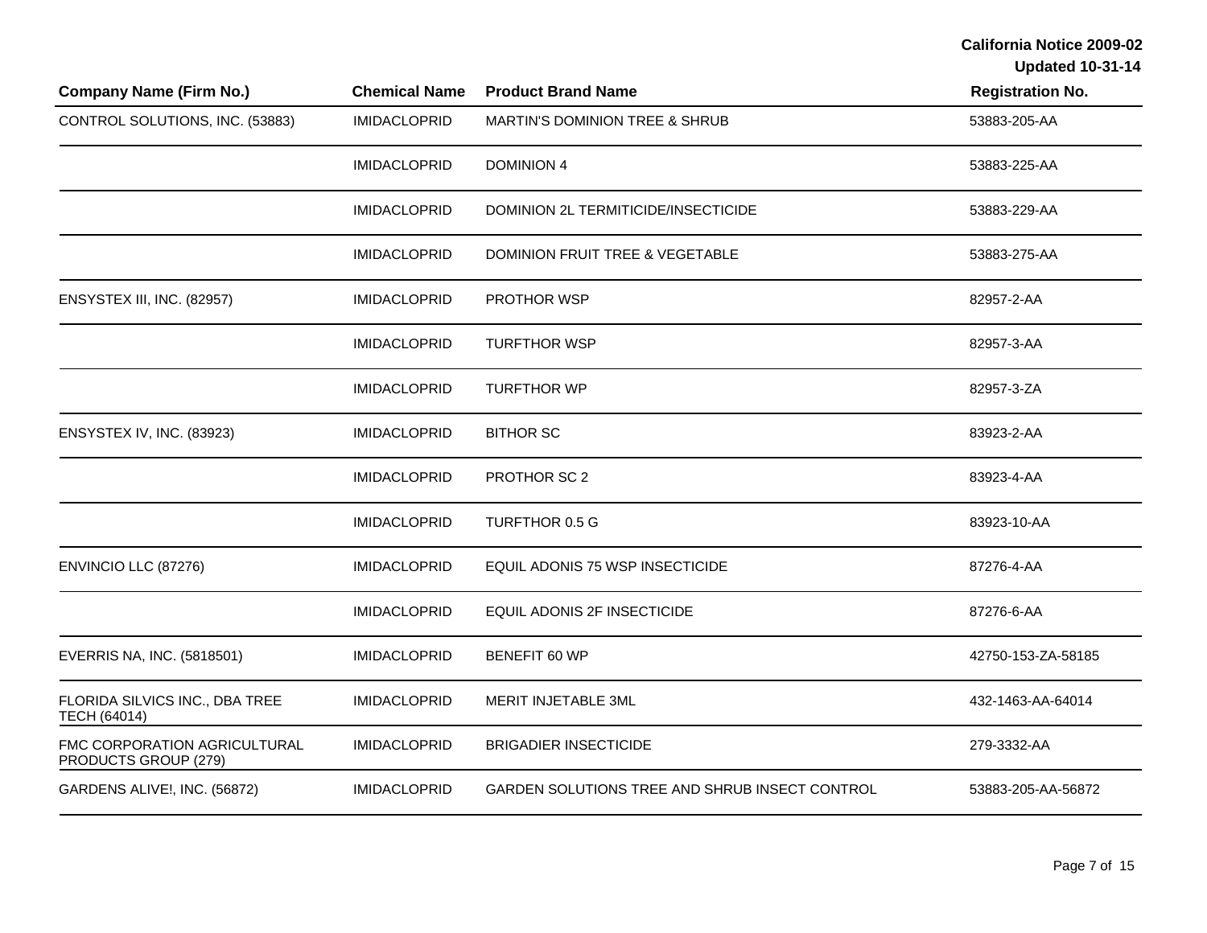| Company Name (Firm No.) | Chemical Name | Product Brand Name | Registration No. |
| --- | --- | --- | --- |
| CONTROL SOLUTIONS, INC. (53883) | IMIDACLOPRID | MARTIN'S DOMINION TREE & SHRUB | 53883-205-AA |
| | IMIDACLOPRID | DOMINION 4 | 53883-225-AA |
| | IMIDACLOPRID | DOMINION 2L TERMITICIDE/INSECTICIDE | 53883-229-AA |
| | IMIDACLOPRID | DOMINION FRUIT TREE & VEGETABLE | 53883-275-AA |
| ENSYSTEX III, INC. (82957) | IMIDACLOPRID | PROTHOR WSP | 82957-2-AA |
| | IMIDACLOPRID | TURFTHOR WSP | 82957-3-AA |
| | IMIDACLOPRID | TURFTHOR WP | 82957-3-ZA |
| ENSYSTEX IV, INC. (83923) | IMIDACLOPRID | BITHOR SC | 83923-2-AA |
| | IMIDACLOPRID | PROTHOR SC 2 | 83923-4-AA |
| | IMIDACLOPRID | TURFTHOR 0.5 G | 83923-10-AA |
| ENVINCIO LLC (87276) | IMIDACLOPRID | EQUIL ADONIS 75 WSP INSECTICIDE | 87276-4-AA |
| | IMIDACLOPRID | EQUIL ADONIS 2F INSECTICIDE | 87276-6-AA |
| EVERRIS NA, INC. (5818501) | IMIDACLOPRID | BENEFIT 60 WP | 42750-153-ZA-58185 |
| FLORIDA SILVICS INC., DBA TREE TECH (64014) | IMIDACLOPRID | MERIT INJETABLE 3ML | 432-1463-AA-64014 |
| FMC CORPORATION AGRICULTURAL PRODUCTS GROUP (279) | IMIDACLOPRID | BRIGADIER INSECTICIDE | 279-3332-AA |
| GARDENS ALIVE!, INC. (56872) | IMIDACLOPRID | GARDEN SOLUTIONS TREE AND SHRUB INSECT CONTROL | 53883-205-AA-56872 |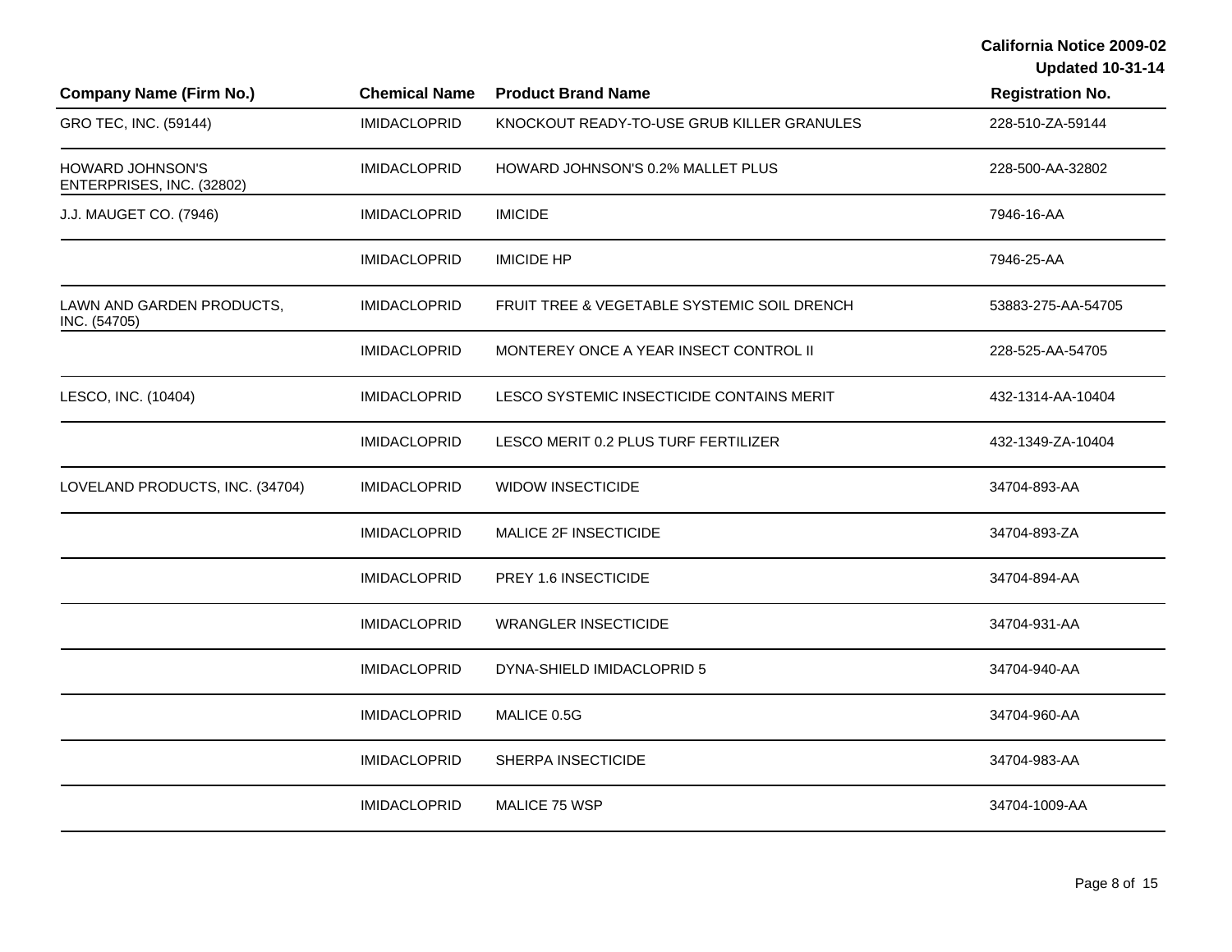| Company Name (Firm No.) | Chemical Name | Product Brand Name | Registration No. |
|---|---|---|---|
| GRO TEC, INC. (59144) | IMIDACLOPRID | KNOCKOUT READY-TO-USE GRUB KILLER GRANULES | 228-510-ZA-59144 |
| HOWARD JOHNSON'S ENTERPRISES, INC. (32802) | IMIDACLOPRID | HOWARD JOHNSON'S 0.2% MALLET PLUS | 228-500-AA-32802 |
| J.J. MAUGET CO. (7946) | IMIDACLOPRID | IMICIDE | 7946-16-AA |
| | IMIDACLOPRID | IMICIDE HP | 7946-25-AA |
| LAWN AND GARDEN PRODUCTS, INC. (54705) | IMIDACLOPRID | FRUIT TREE & VEGETABLE SYSTEMIC SOIL DRENCH | 53883-275-AA-54705 |
| | IMIDACLOPRID | MONTEREY ONCE A YEAR INSECT CONTROL II | 228-525-AA-54705 |
| LESCO, INC. (10404) | IMIDACLOPRID | LESCO SYSTEMIC INSECTICIDE CONTAINS MERIT | 432-1314-AA-10404 |
| | IMIDACLOPRID | LESCO MERIT 0.2 PLUS TURF FERTILIZER | 432-1349-ZA-10404 |
| LOVELAND PRODUCTS, INC. (34704) | IMIDACLOPRID | WIDOW INSECTICIDE | 34704-893-AA |
| | IMIDACLOPRID | MALICE 2F INSECTICIDE | 34704-893-ZA |
| | IMIDACLOPRID | PREY 1.6 INSECTICIDE | 34704-894-AA |
| | IMIDACLOPRID | WRANGLER INSECTICIDE | 34704-931-AA |
| | IMIDACLOPRID | DYNA-SHIELD IMIDACLOPRID 5 | 34704-940-AA |
| | IMIDACLOPRID | MALICE 0.5G | 34704-960-AA |
| | IMIDACLOPRID | SHERPA INSECTICIDE | 34704-983-AA |
| | IMIDACLOPRID | MALICE 75 WSP | 34704-1009-AA |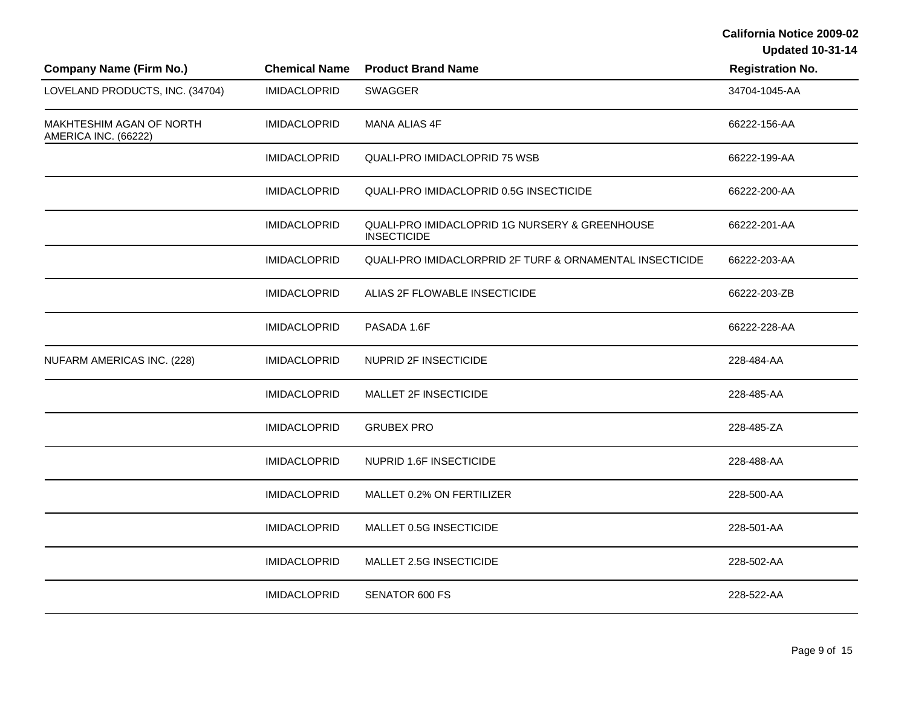| Company Name (Firm No.) | Chemical Name | Product Brand Name | Registration No. |
| --- | --- | --- | --- |
| LOVELAND PRODUCTS, INC. (34704) | IMIDACLOPRID | SWAGGER | 34704-1045-AA |
| MAKHTESHIM AGAN OF NORTH AMERICA INC. (66222) | IMIDACLOPRID | MANA ALIAS 4F | 66222-156-AA |
| | IMIDACLOPRID | QUALI-PRO IMIDACLOPRID 75 WSB | 66222-199-AA |
| | IMIDACLOPRID | QUALI-PRO IMIDACLOPRID 0.5G INSECTICIDE | 66222-200-AA |
| | IMIDACLOPRID | QUALI-PRO IMIDACLOPRID 1G NURSERY & GREENHOUSE INSECTICIDE | 66222-201-AA |
| | IMIDACLOPRID | QUALI-PRO IMIDACLORPRID 2F TURF & ORNAMENTAL INSECTICIDE | 66222-203-AA |
| | IMIDACLOPRID | ALIAS 2F FLOWABLE INSECTICIDE | 66222-203-ZB |
| | IMIDACLOPRID | PASADA 1.6F | 66222-228-AA |
| NUFARM AMERICAS INC. (228) | IMIDACLOPRID | NUPRID 2F INSECTICIDE | 228-484-AA |
| | IMIDACLOPRID | MALLET 2F INSECTICIDE | 228-485-AA |
| | IMIDACLOPRID | GRUBEX PRO | 228-485-ZA |
| | IMIDACLOPRID | NUPRID 1.6F INSECTICIDE | 228-488-AA |
| | IMIDACLOPRID | MALLET 0.2% ON FERTILIZER | 228-500-AA |
| | IMIDACLOPRID | MALLET 0.5G INSECTICIDE | 228-501-AA |
| | IMIDACLOPRID | MALLET 2.5G INSECTICIDE | 228-502-AA |
| | IMIDACLOPRID | SENATOR 600 FS | 228-522-AA |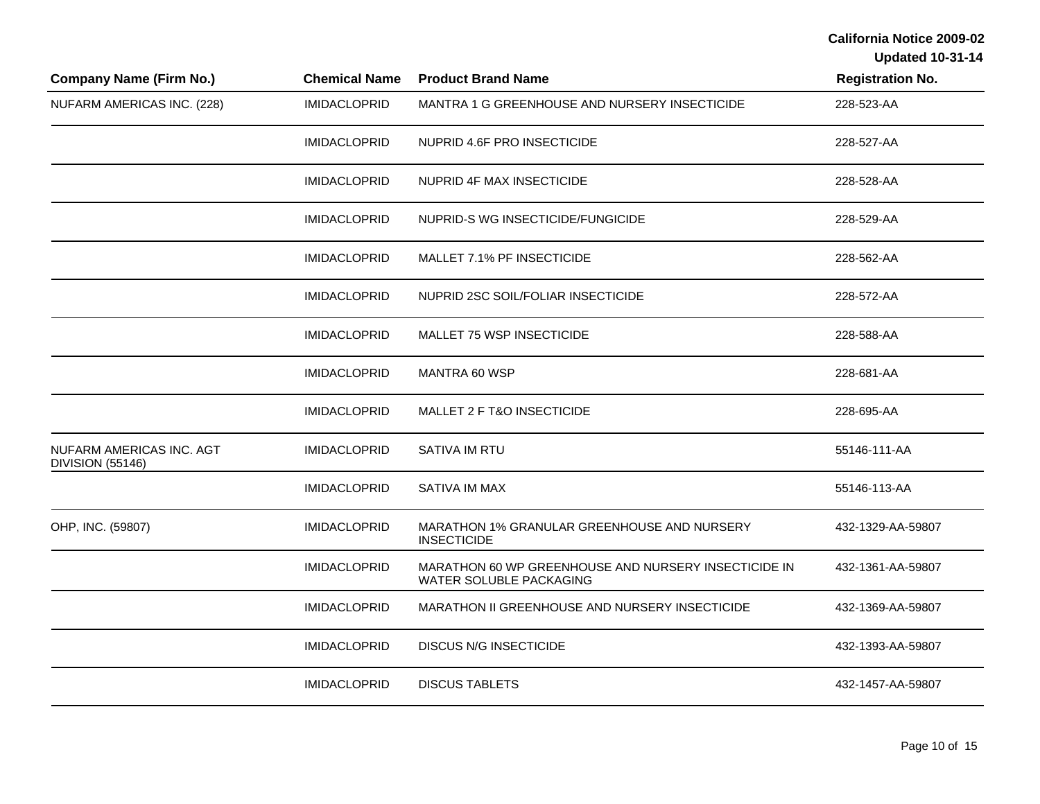| Company Name (Firm No.) | Chemical Name | Product Brand Name | Registration No. |
| --- | --- | --- | --- |
| NUFARM AMERICAS INC. (228) | IMIDACLOPRID | MANTRA 1 G GREENHOUSE AND NURSERY INSECTICIDE | 228-523-AA |
| | IMIDACLOPRID | NUPRID 4.6F PRO INSECTICIDE | 228-527-AA |
| | IMIDACLOPRID | NUPRID 4F MAX INSECTICIDE | 228-528-AA |
| | IMIDACLOPRID | NUPRID-S WG INSECTICIDE/FUNGICIDE | 228-529-AA |
| | IMIDACLOPRID | MALLET 7.1% PF INSECTICIDE | 228-562-AA |
| | IMIDACLOPRID | NUPRID 2SC SOIL/FOLIAR INSECTICIDE | 228-572-AA |
| | IMIDACLOPRID | MALLET 75 WSP INSECTICIDE | 228-588-AA |
| | IMIDACLOPRID | MANTRA 60 WSP | 228-681-AA |
| | IMIDACLOPRID | MALLET 2 F T&O INSECTICIDE | 228-695-AA |
| NUFARM AMERICAS INC. AGT DIVISION (55146) | IMIDACLOPRID | SATIVA IM RTU | 55146-111-AA |
| | IMIDACLOPRID | SATIVA IM MAX | 55146-113-AA |
| OHP, INC. (59807) | IMIDACLOPRID | MARATHON 1% GRANULAR GREENHOUSE AND NURSERY INSECTICIDE | 432-1329-AA-59807 |
| | IMIDACLOPRID | MARATHON 60 WP GREENHOUSE AND NURSERY INSECTICIDE IN WATER SOLUBLE PACKAGING | 432-1361-AA-59807 |
| | IMIDACLOPRID | MARATHON II GREENHOUSE AND NURSERY INSECTICIDE | 432-1369-AA-59807 |
| | IMIDACLOPRID | DISCUS N/G INSECTICIDE | 432-1393-AA-59807 |
| | IMIDACLOPRID | DISCUS TABLETS | 432-1457-AA-59807 |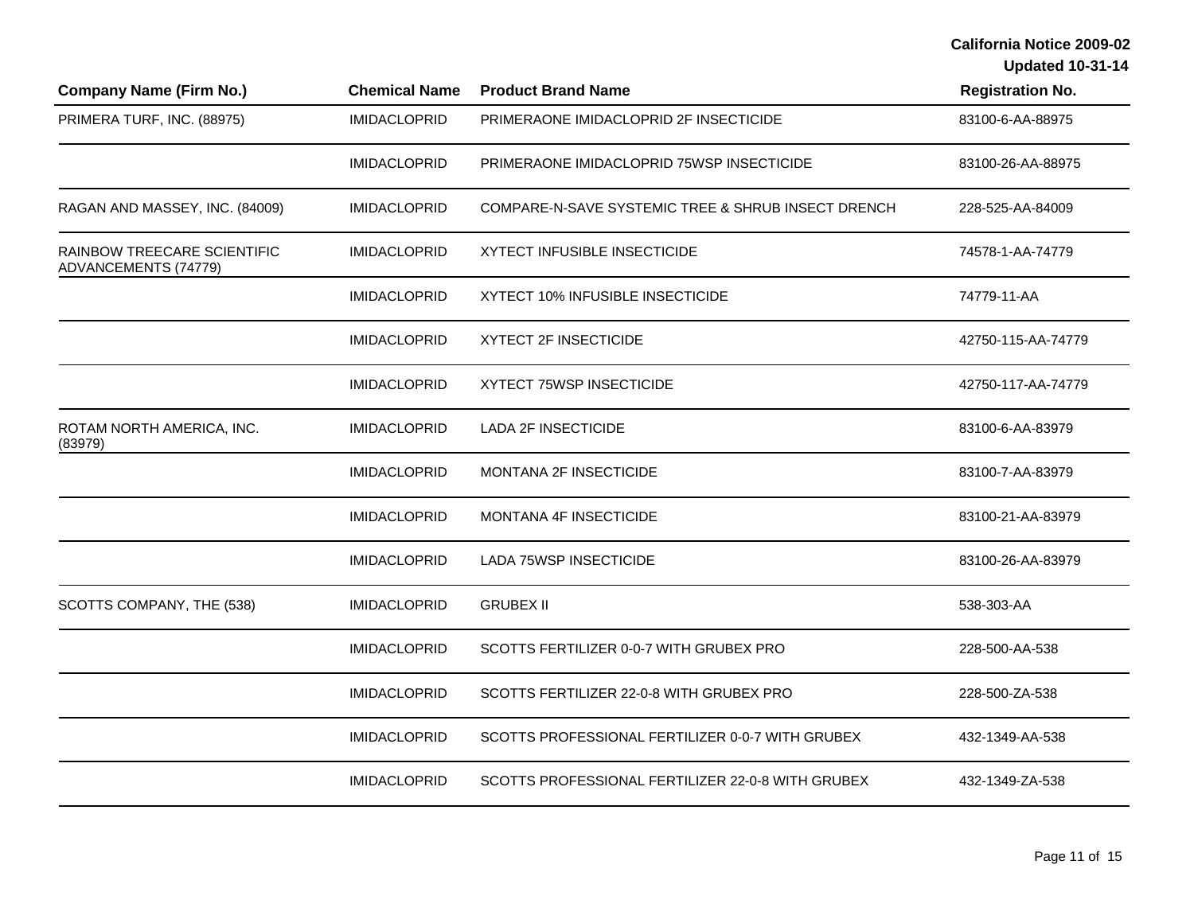California Notice 2009-02
Updated 10-31-14

| Company Name (Firm No.) | Chemical Name | Product Brand Name | Registration No. |
|---|---|---|---|
| PRIMERA TURF, INC. (88975) | IMIDACLOPRID | PRIMERAONE IMIDACLOPRID 2F INSECTICIDE | 83100-6-AA-88975 |
| | IMIDACLOPRID | PRIMERAONE IMIDACLOPRID 75WSP INSECTICIDE | 83100-26-AA-88975 |
| RAGAN AND MASSEY, INC. (84009) | IMIDACLOPRID | COMPARE-N-SAVE SYSTEMIC TREE & SHRUB INSECT DRENCH | 228-525-AA-84009 |
| RAINBOW TREECARE SCIENTIFIC ADVANCEMENTS (74779) | IMIDACLOPRID | XYTECT INFUSIBLE INSECTICIDE | 74578-1-AA-74779 |
| | IMIDACLOPRID | XYTECT 10% INFUSIBLE INSECTICIDE | 74779-11-AA |
| | IMIDACLOPRID | XYTECT 2F INSECTICIDE | 42750-115-AA-74779 |
| | IMIDACLOPRID | XYTECT 75WSP INSECTICIDE | 42750-117-AA-74779 |
| ROTAM NORTH AMERICA, INC. (83979) | IMIDACLOPRID | LADA 2F INSECTICIDE | 83100-6-AA-83979 |
| | IMIDACLOPRID | MONTANA 2F INSECTICIDE | 83100-7-AA-83979 |
| | IMIDACLOPRID | MONTANA 4F INSECTICIDE | 83100-21-AA-83979 |
| | IMIDACLOPRID | LADA 75WSP INSECTICIDE | 83100-26-AA-83979 |
| SCOTTS COMPANY, THE (538) | IMIDACLOPRID | GRUBEX II | 538-303-AA |
| | IMIDACLOPRID | SCOTTS FERTILIZER 0-0-7 WITH GRUBEX PRO | 228-500-AA-538 |
| | IMIDACLOPRID | SCOTTS FERTILIZER 22-0-8 WITH GRUBEX PRO | 228-500-ZA-538 |
| | IMIDACLOPRID | SCOTTS PROFESSIONAL FERTILIZER 0-0-7 WITH GRUBEX | 432-1349-AA-538 |
| | IMIDACLOPRID | SCOTTS PROFESSIONAL FERTILIZER 22-0-8 WITH GRUBEX | 432-1349-ZA-538 |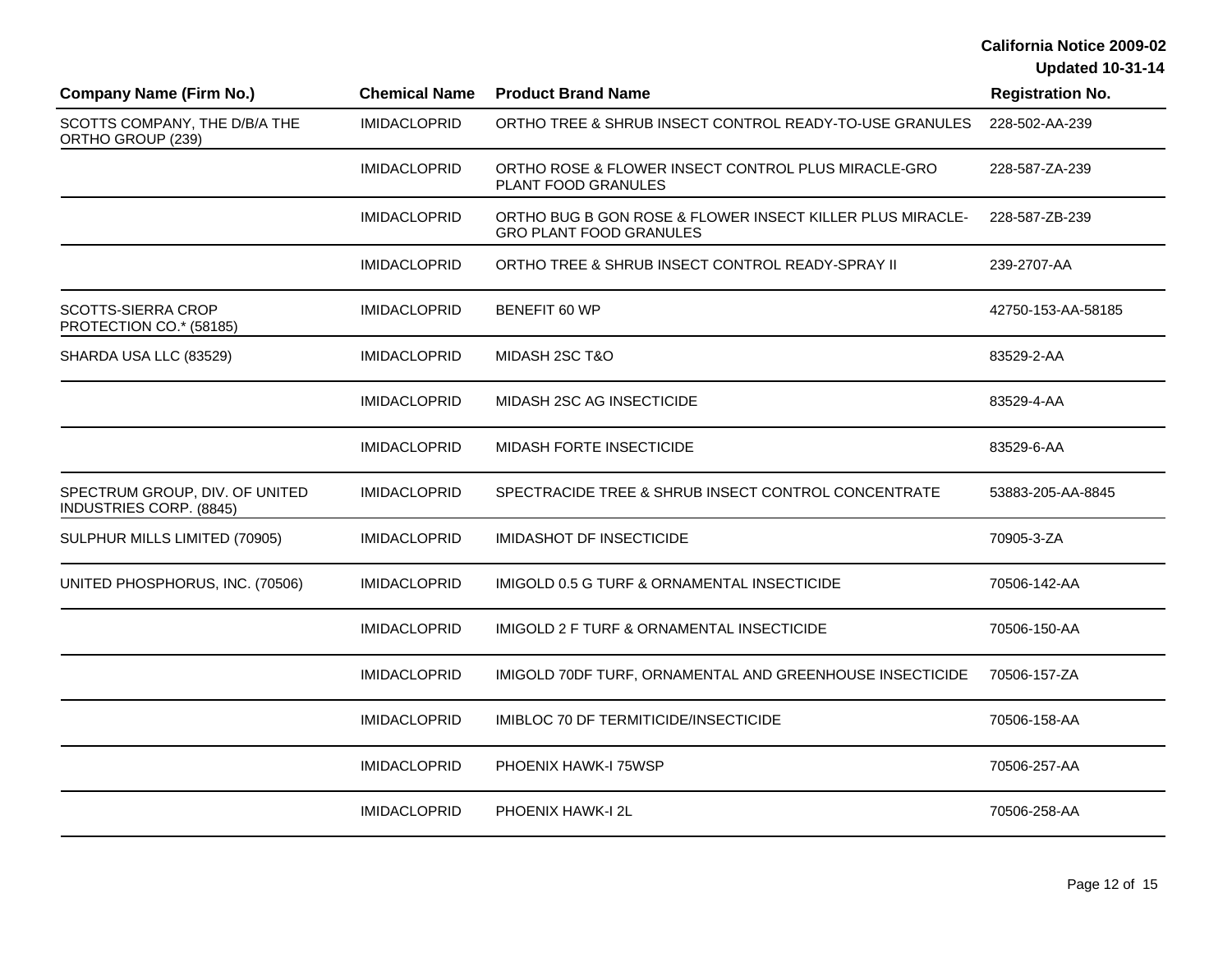| Company Name (Firm No.) | Chemical Name | Product Brand Name | Registration No. |
| --- | --- | --- | --- |
| SCOTTS COMPANY, THE D/B/A THE ORTHO GROUP (239) | IMIDACLOPRID | ORTHO TREE & SHRUB INSECT CONTROL READY-TO-USE GRANULES | 228-502-AA-239 |
| | IMIDACLOPRID | ORTHO ROSE & FLOWER INSECT CONTROL PLUS MIRACLE-GRO PLANT FOOD GRANULES | 228-587-ZA-239 |
| | IMIDACLOPRID | ORTHO BUG B GON ROSE & FLOWER INSECT KILLER PLUS MIRACLE-GRO PLANT FOOD GRANULES | 228-587-ZB-239 |
| | IMIDACLOPRID | ORTHO TREE & SHRUB INSECT CONTROL READY-SPRAY II | 239-2707-AA |
| SCOTTS-SIERRA CROP PROTECTION CO.* (58185) | IMIDACLOPRID | BENEFIT 60 WP | 42750-153-AA-58185 |
| SHARDA USA LLC (83529) | IMIDACLOPRID | MIDASH 2SC T&O | 83529-2-AA |
| | IMIDACLOPRID | MIDASH 2SC AG INSECTICIDE | 83529-4-AA |
| | IMIDACLOPRID | MIDASH FORTE INSECTICIDE | 83529-6-AA |
| SPECTRUM GROUP, DIV. OF UNITED INDUSTRIES CORP. (8845) | IMIDACLOPRID | SPECTRACIDE TREE & SHRUB INSECT CONTROL CONCENTRATE | 53883-205-AA-8845 |
| SULPHUR MILLS LIMITED (70905) | IMIDACLOPRID | IMIDASHOT DF INSECTICIDE | 70905-3-ZA |
| UNITED PHOSPHORUS, INC. (70506) | IMIDACLOPRID | IMIGOLD 0.5 G TURF & ORNAMENTAL INSECTICIDE | 70506-142-AA |
| | IMIDACLOPRID | IMIGOLD 2 F TURF & ORNAMENTAL INSECTICIDE | 70506-150-AA |
| | IMIDACLOPRID | IMIGOLD 70DF TURF, ORNAMENTAL AND GREENHOUSE INSECTICIDE | 70506-157-ZA |
| | IMIDACLOPRID | IMIBLOC 70 DF TERMITICIDE/INSECTICIDE | 70506-158-AA |
| | IMIDACLOPRID | PHOENIX HAWK-I 75WSP | 70506-257-AA |
| | IMIDACLOPRID | PHOENIX HAWK-I 2L | 70506-258-AA |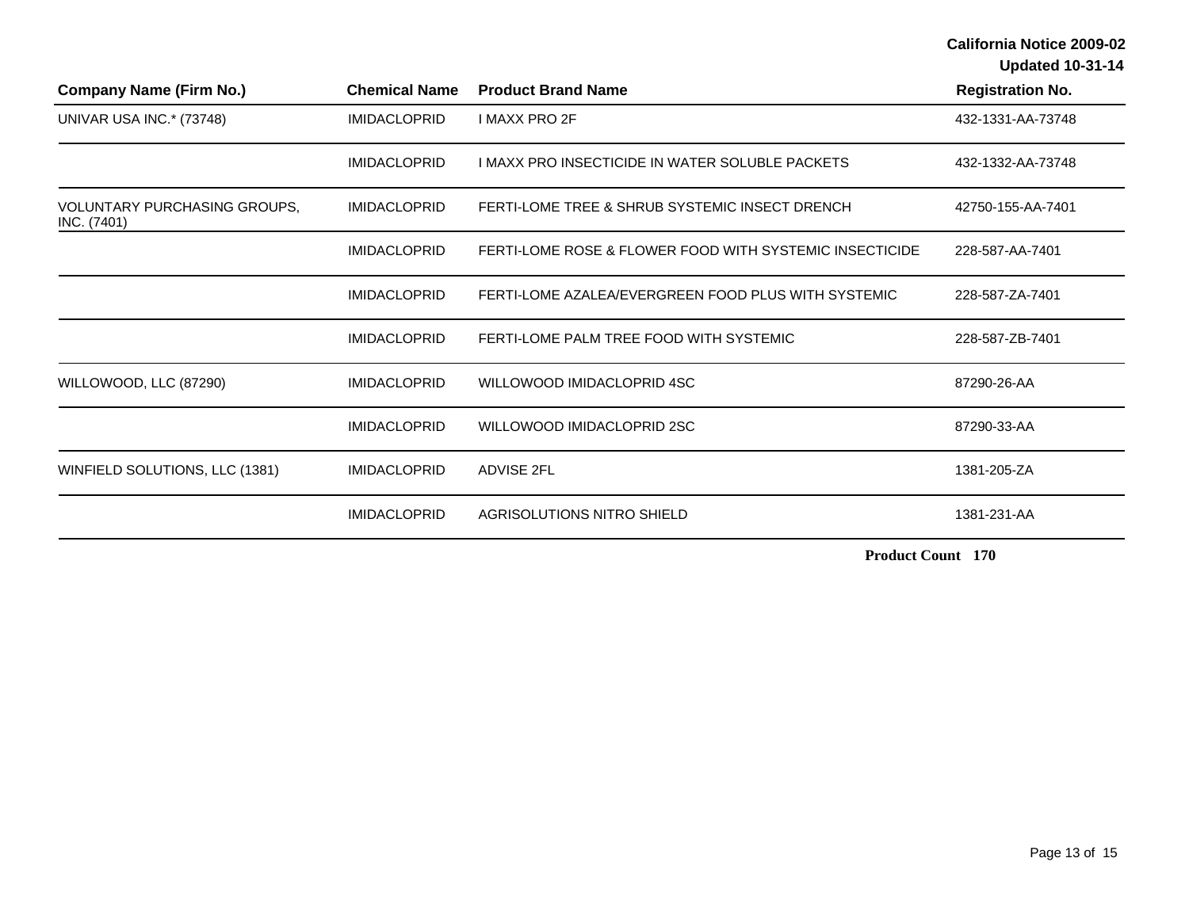| Company Name (Firm No.) | Chemical Name | Product Brand Name | Registration No. |
|---|---|---|---|
| UNIVAR USA INC.* (73748) | IMIDACLOPRID | I MAXX PRO 2F | 432-1331-AA-73748 |
| | IMIDACLOPRID | I MAXX PRO INSECTICIDE IN WATER SOLUBLE PACKETS | 432-1332-AA-73748 |
| VOLUNTARY PURCHASING GROUPS, INC. (7401) | IMIDACLOPRID | FERTI-LOME TREE & SHRUB SYSTEMIC INSECT DRENCH | 42750-155-AA-7401 |
| | IMIDACLOPRID | FERTI-LOME ROSE & FLOWER FOOD WITH SYSTEMIC INSECTICIDE | 228-587-AA-7401 |
| | IMIDACLOPRID | FERTI-LOME AZALEA/EVERGREEN FOOD PLUS WITH SYSTEMIC | 228-587-ZA-7401 |
| | IMIDACLOPRID | FERTI-LOME PALM TREE FOOD WITH SYSTEMIC | 228-587-ZB-7401 |
| WILLOWOOD, LLC (87290) | IMIDACLOPRID | WILLOWOOD IMIDACLOPRID 4SC | 87290-26-AA |
| | IMIDACLOPRID | WILLOWOOD IMIDACLOPRID 2SC | 87290-33-AA |
| WINFIELD SOLUTIONS, LLC (1381) | IMIDACLOPRID | ADVISE 2FL | 1381-205-ZA |
| | IMIDACLOPRID | AGRISOLUTIONS NITRO SHIELD | 1381-231-AA |

**Product Count 170**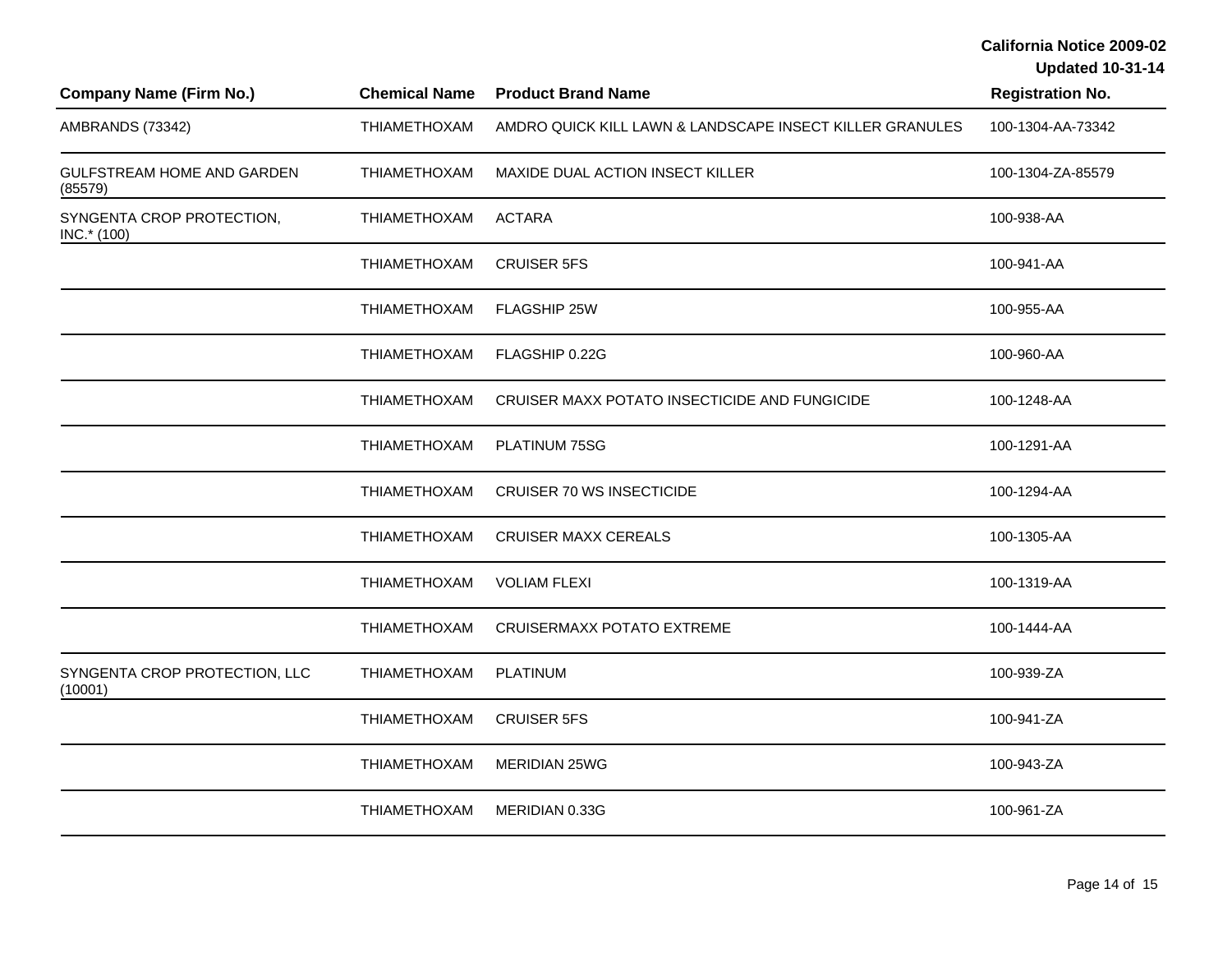| Company Name (Firm No.) | Chemical Name | Product Brand Name | Registration No. |
| --- | --- | --- | --- |
| AMBRANDS (73342) | THIAMETHOXAM | AMDRO QUICK KILL LAWN & LANDSCAPE INSECT KILLER GRANULES | 100-1304-AA-73342 |
| GULFSTREAM HOME AND GARDEN (85579) | THIAMETHOXAM | MAXIDE DUAL ACTION INSECT KILLER | 100-1304-ZA-85579 |
| SYNGENTA CROP PROTECTION, INC.* (100) | THIAMETHOXAM | ACTARA | 100-938-AA |
| | THIAMETHOXAM | CRUISER 5FS | 100-941-AA |
| | THIAMETHOXAM | FLAGSHIP 25W | 100-955-AA |
| | THIAMETHOXAM | FLAGSHIP 0.22G | 100-960-AA |
| | THIAMETHOXAM | CRUISER MAXX POTATO INSECTICIDE AND FUNGICIDE | 100-1248-AA |
| | THIAMETHOXAM | PLATINUM 75SG | 100-1291-AA |
| | THIAMETHOXAM | CRUISER 70 WS INSECTICIDE | 100-1294-AA |
| | THIAMETHOXAM | CRUISER MAXX CEREALS | 100-1305-AA |
| | THIAMETHOXAM | VOLIAM FLEXI | 100-1319-AA |
| | THIAMETHOXAM | CRUISERMAXX POTATO EXTREME | 100-1444-AA |
| SYNGENTA CROP PROTECTION, LLC (10001) | THIAMETHOXAM | PLATINUM | 100-939-ZA |
| | THIAMETHOXAM | CRUISER 5FS | 100-941-ZA |
| | THIAMETHOXAM | MERIDIAN 25WG | 100-943-ZA |
| | THIAMETHOXAM | MERIDIAN 0.33G | 100-961-ZA |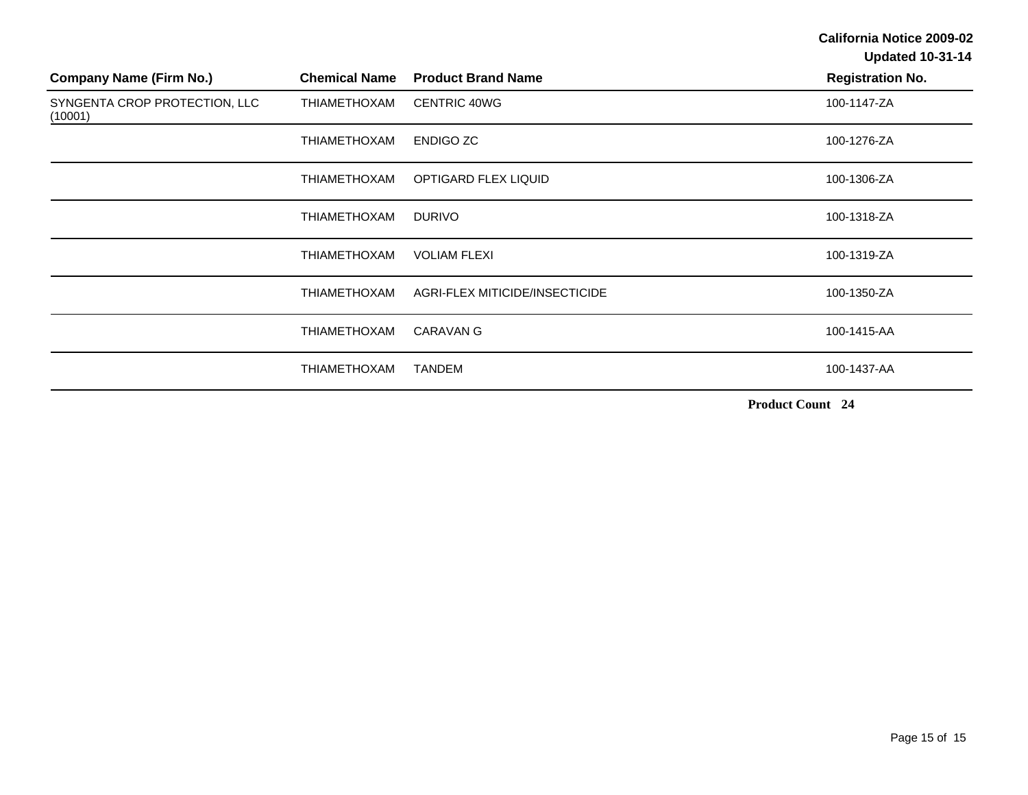| Company Name (Firm No.) | Chemical Name | Product Brand Name | Registration No. |
| --- | --- | --- | --- |
| SYNGENTA CROP PROTECTION, LLC (10001) | THIAMETHOXAM | CENTRIC 40WG | 100-1147-ZA |
| | THIAMETHOXAM | ENDIGO ZC | 100-1276-ZA |
| | THIAMETHOXAM | OPTIGARD FLEX LIQUID | 100-1306-ZA |
| | THIAMETHOXAM | DURIVO | 100-1318-ZA |
| | THIAMETHOXAM | VOLIAM FLEXI | 100-1319-ZA |
| | THIAMETHOXAM | AGRI-FLEX MITICIDE/INSECTICIDE | 100-1350-ZA |
| | THIAMETHOXAM | CARAVAN G | 100-1415-AA |
| | THIAMETHOXAM | TANDEM | 100-1437-AA |

**Product Count 24**